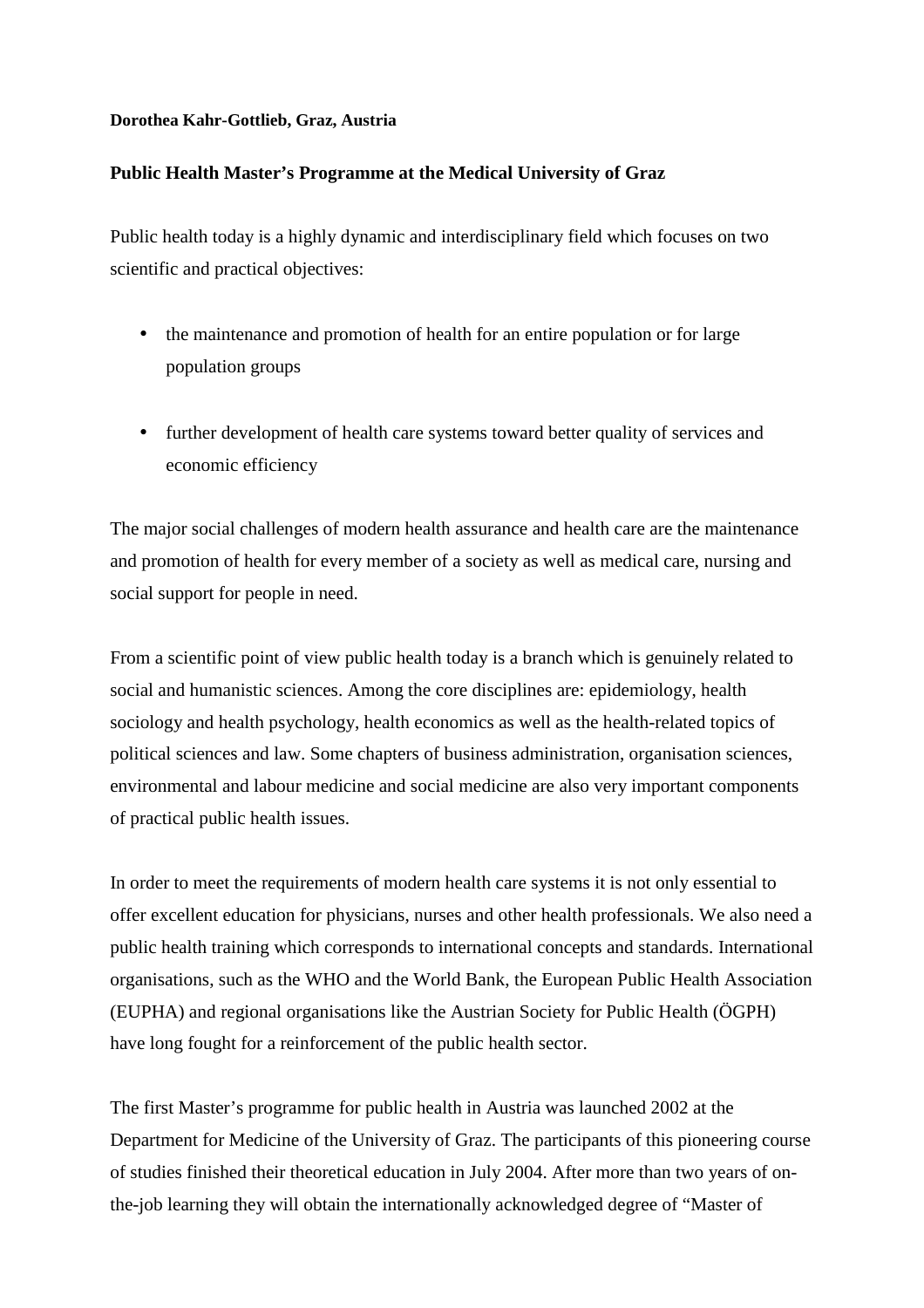**Dorothea Kahr-Gottlieb, Graz, Austria**

**Public Health Master's Programme at the Medical University of Graz**

Public health today is a highly dynamic and interdisciplinary field which focuses on two scientific and practical objectives:

- the maintenance and promotion of health for an entire population or for large population groups
- further development of health care systems toward better quality of services and economic efficiency

The major social challenges of modern health assurance and health care are the maintenance and promotion of health for every member of a society as well as medical care, nursing and social support for people in need.

From a scientific point of view public health today is a branch which is genuinely related to social and humanistic sciences. Among the core disciplines are: epidemiology, health sociology and health psychology, health economics as well as the health-related topics of political sciences and law. Some chapters of business administration, organisation sciences, environmental and labour medicine and social medicine are also very important components of practical public health issues.

In order to meet the requirements of modern health care systems it is not only essential to offer excellent education for physicians, nurses and other health professionals. We also need a public health training which corresponds to international concepts and standards. International organisations, such as the WHO and the World Bank, the European Public Health Association (EUPHA) and regional organisations like the Austrian Society for Public Health (ÖGPH) have long fought for a reinforcement of the public health sector.

The first Master's programme for public health in Austria was launched 2002 at the Department for Medicine of the University of Graz. The participants of this pioneering course of studies finished their theoretical education in July 2004. After more than two years of on-the-job learning they will obtain the internationally acknowledged degree of "Master of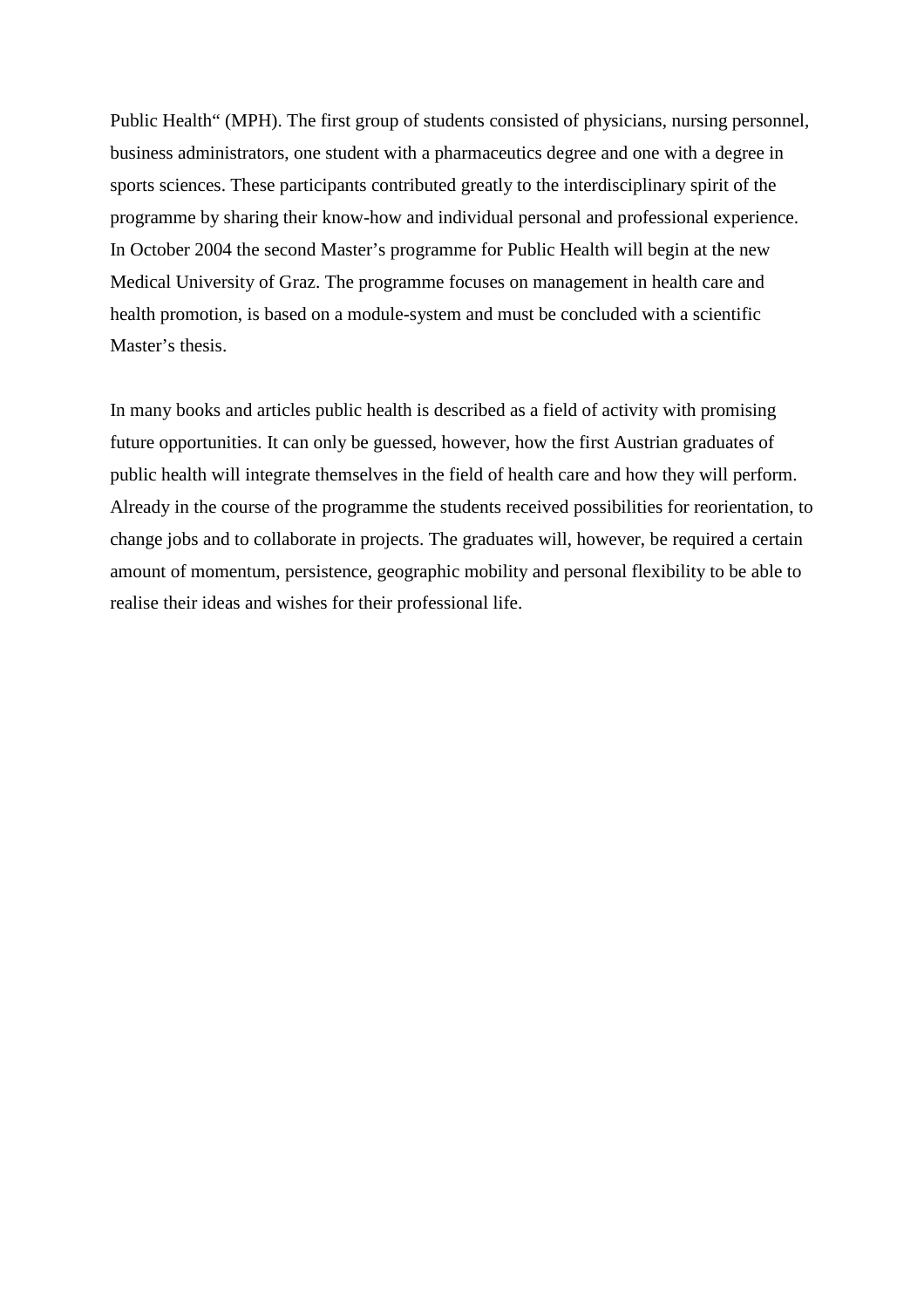Public Health“ (MPH). The first group of students consisted of physicians, nursing personnel, business administrators, one student with a pharmaceutics degree and one with a degree in sports sciences. These participants contributed greatly to the interdisciplinary spirit of the programme by sharing their know-how and individual personal and professional experience. In October 2004 the second Master’s programme for Public Health will begin at the new Medical University of Graz. The programme focuses on management in health care and health promotion, is based on a module-system and must be concluded with a scientific Master’s thesis.

In many books and articles public health is described as a field of activity with promising future opportunities. It can only be guessed, however, how the first Austrian graduates of public health will integrate themselves in the field of health care and how they will perform. Already in the course of the programme the students received possibilities for reorientation, to change jobs and to collaborate in projects. The graduates will, however, be required a certain amount of momentum, persistence, geographic mobility and personal flexibility to be able to realise their ideas and wishes for their professional life.